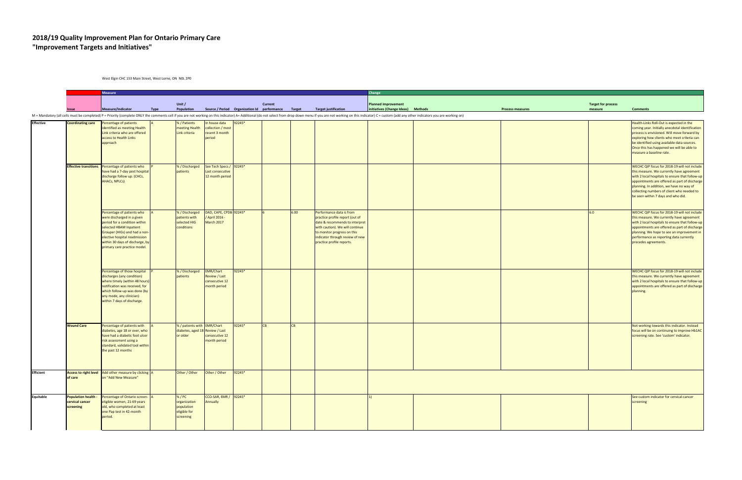# 2018/19 Quality Improvement Plan for Ontario Primary Care
## "Improvement Targets and Initiatives"

West Elgin CHC 153 Main Street, West Lorne, ON N0L 2P0

| | | Measure | | | | | | | | Change | | | | |
|---|---|---|---|---|---|---|---|---|---|---|---|---|---|---|
| | Issue | Measure/Indicator | Type | Unit / Population | Source / Period | Organization Id | Current performance | Target | Target justification | Planned improvement initiatives (Change Ideas) | Methods | Process measures | Target for process measure | Comments |

M = Mandatory (all cells must be completed) P = Priority (complete ONLY the comments cell if you are not working on this indicator) A= Additional (do not select from drop down menu if you are not working on this indicator) C = custom (add any other indicators you are working on)

| | Issue | Measure/Indicator | Type | Unit / Population | Source / Period | Organization Id | Current performance | Target | Target justification | Planned improvement initiatives (Change Ideas) | Methods | Process measures | Target for process measure | Comments |
|---|---|---|---|---|---|---|---|---|---|---|---|---|---|---|
| Effective | Coordinating care | Percentage of patients identified as meeting Health Link criteria who are offered access to Health Links approach | A | % / Patients meeting Health Link criteria | In house data collection / most recent 3 month period | 92245* | | | | | | | | Health-Links Roll-Out is expected in the coming year. Initially anecdotal identification process is envisioned. Will move forward by exploring how clients who meet criteria can be identified using available data sources. Once this has happened we will be able to measure a baseline rate. |
| | Effective transitions | Percentage of patients who have had a 7-day post hospital discharge follow up. (CHCs, AHACs, NPLCs) | P | % / Discharged patients | See Tech Specs / Last consecutive 12 month period | 92245* | | | | | | | | WECHC QIP focus for 2018-19 will not include this measure. We currently have agreement with 2 local hospitals to ensure that follow-up appointments are offered as part of discharge planning. In addition, we have no way of collecting numbers of client who needed to be seen within 7 days and who did. |
| | | Percentage of patients who were discharged in a given period for a condition within selected HBAM Inpatient Grouper (HIGs) and had a non-elective hospital readmission within 30 days of discharge, by primary care practice model. | A | % / Discharged patients with selected HIG conditions | DAD, CAPE, CPDB / April 2016 - March 2017 | 92245* | 6 | 6.00 | Performance data is from practice profile report (out of date & recommends to interpret with caution). We will continue to monitor progress on this indicator through review of new practice profile reports. | | | | 6.0 | WECHC QIP focus for 2018-19 will not include this measure. We currently have agreement with 2 local hospitals to ensure that follow-up appointments are offered as part of discharge planning. We hope to see an improvement in performance as reporting data currently precedes agreements. |
| | | Percentage of those hospital discharges (any condition) where timely (within 48 hours) notification was received, for which follow-up was done (by any mode, any clinician) within 7 days of discharge. | P | % / Discharged patients | EMR/Chart Review / Last consecutive 12 month period | 92245* | | | | | | | | WECHC QIP focus for 2018-19 will not include this measure. We currently have agreement with 2 local hospitals to ensure that follow-up appointments are offered as part of discharge planning. |
| | Wound Care | Percentage of patients with diabetes, age 18 or over, who have had a diabetic foot ulcer risk assessment using a standard, validated tool within the past 12 months | A | % / patients with diabetes, aged 18 or older | EMR/Chart Review / Last consecutive 12 month period | 92245* | CB | CB | | | | | | Not working towards this indicator. Instead focus will be on continuing to improve Hb1AC screening rate. See 'custom' indicator. |
| Efficient | Access to right level of care | Add other measure by clicking on "Add New Measure" | A | Other / Other | Other / Other | 92245* | | | | | | | | |
| Equitable | Population health - cervical cancer screening | Percentage of Ontario screen-eligible women, 21-69 years old, who completed at least one Pap test in 42-month period. | A | % / PC organization population eligible for screening | CCO-SAR, EMR / Annually | 92245* | | | | 1) | | | | See custom indicator for cervical-cancer screening |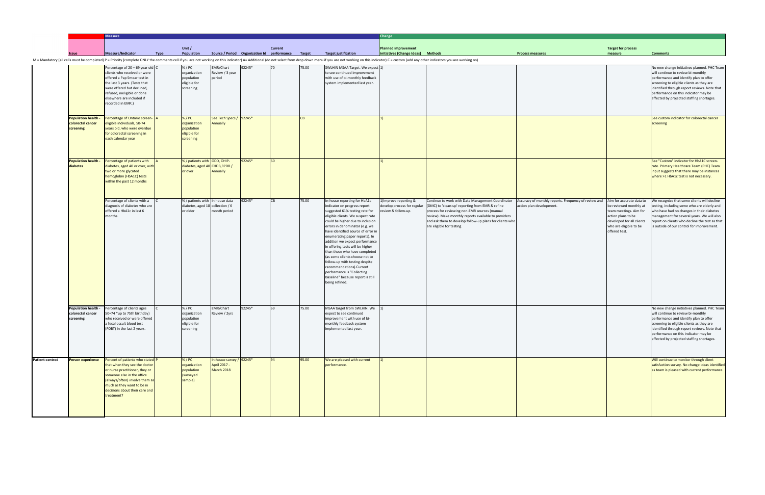| | Measure | | | | | | | | | Change | | | | |
|---|---|---|---|---|---|---|---|---|---|---|---|---|---|---|
| Issue | Measure/Indicator | Type | Unit / Population | Source / Period | Organization Id | Current performance | Target | Target justification | Planned improvement initiatives (Change Ideas) | Methods | Process measures | Target for process measure | Comments |

M = Mandatory (all cells must be completed) P = Priority (complete ONLY the comments cell if you are not working on this indicator) A= Additional (do not select from drop down menu if you are not working on this indicator) C = custom (add any other indicators you are working on)

| | Issue | Measure/Indicator | Type | Unit / Population | Source / Period | Organization Id | Current performance | Target | Target justification | Planned improvement initiatives (Change Ideas) | Methods | Process measures | Target for process measure | Comments |
|---|---|---|---|---|---|---|---|---|---|---|---|---|---|---|
| | | Percentage of 20 – 69 year old clients who received or were offered a Pap Smear test in the last 3 years. (Tests that were offered but declined, refused, ineligible or done elsewhere are included if recorded in EMR.) | C | % / PC organization population eligible for screening | EMR/Chart Review / 3 year period | 92245* | 70 | 75.00 | SWLHIN MSAA Target. We expect to see continued improvement with use of bi-monthly feedback system implemented last year. | 1) | | | | No new change initiatives planned. PHC Team will continue to review bi-monthly performance and identify plan to offer screening to eligible clients as they are identified through report reviews. Note that performance on this indicator may be affected by projected staffing shortages. |
| | Population health - colorectal cancer screening | Percentage of Ontario screen-eligible individuals, 50-74 years old, who were overdue for colorectal screening in each calendar year | A | % / PC organization population eligible for screening | See Tech Specs / Annually | 92245* | | CB | | 1) | | | | See custom indicator for colorectal cancer screening |
| | Population health - diabetes | Percentage of patients with diabetes, aged 40 or over, with two or more glycated hemoglobin (HbA1C) tests within the past 12 months | A | % / patients with diabetes, aged 40 or over | ODD, OHIP-CHDB,RPDB / Annually | 92245* | 60 | | | 1) | | | | See "Custom" indicator for HbA1C screen-rate. Primary Healthcare Team (PHC) Team input suggests that there may be instances where >1 HbA1c test is not necessary. |
| | | Percentage of clients with a diagnosis of diabetes who are offered a HbA1c in last 6 months. | C | % / patients with diabetes, aged 18 or older | In house data collection / 6 month period | 92245* | CB | 75.00 | In-house reporting for HbA1c indicator on progress report suggested 61% testing rate for eligible clients. We suspect rate could be higher due to inclusion errors in denominator (e.g. we have identified source of error in enumerating paper reports). In addition we expect performance in offering tests will be higher than those who have completed (as some clients choose not to follow-up with testing despite recommendations).Current performance is "Collecting Baseline" because report is still being refined. | 1)Improve reporting & develop process for regular review & follow-up. | Continue to work with Data Management Coordinator (DMC) to 'clean-up' reporting from EMR & refine process for reviewing non-EMR sources (manual review). Make monthly reports available to providers and ask them to develop follow-up plans for clients who are eligible for testing. | Accuracy of monthly reports. Frequency of review and action plan development. | Aim for accurate data to be reviewed monthly at team meetings. Aim for action plans to be developed for all clients who are eligible to be offered test. | We recognize that some clients will decline testing, including some who are elderly and who have had no changes in their diabetes management for several years. We will also report on clients who decline the test as that is outside of our control for improvement. |
| | Population health - colorectal cancer screening | Percentage of clients ages 50=74 *up to 75th birthday) who received or were offered a fecal occult blood test (FOBT) in the last 2 years. | C | % / PC organization population eligible for screening | EMR/Chart Review / 2yrs | 92245* | 69 | 75.00 | MSAA target from SWLHIN. We expect to see continued improvement with use of bi-monthly feedback system implemented last year. | 1) | | | | No new change initiatives planned. PHC Team will continue to review bi-monthly performance and identify plan to offer screening to eligible clients as they are identified through report reviews. Note that performance on this indicator may be affected by projected staffing shortages. |
| Patient-centred | Person experience | Percent of patients who stated that when they see the doctor or nurse practitioner, they or someone else in the office (always/often) involve them as much as they want to be in decisions about their care and treatment? | P | % / PC organization population (surveyed sample) | In-house survey / April 2017 - March 2018 | 92245* | 94 | 95.00 | We are pleased with current performance. | 1) | | | | Will continue to monitor through client satisfaction survey. No change ideas identified as team is pleased with current performance. |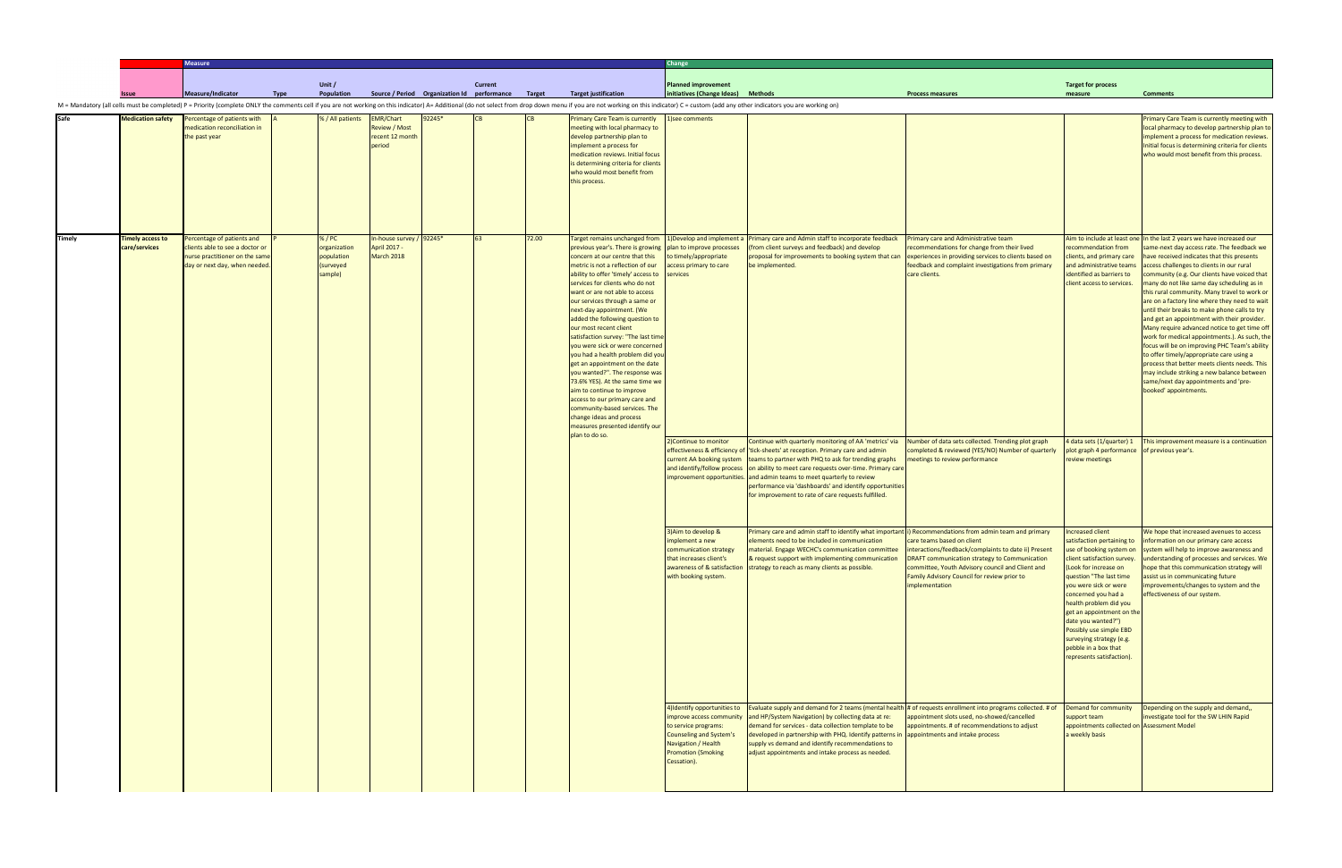| | | Measure | | | | | | | | Change | | | | |
|---|---|---|---|---|---|---|---|---|---|---|---|---|---|---|
| | Issue | Measure/Indicator | Type | Unit / Population | Source / Period | Organization Id | Current performance | Target | Target justification | Planned improvement initiatives (Change Ideas) | Methods | Process measures | Target for process measure | Comments |

M = Mandatory (all cells must be completed) P = Priority (complete ONLY the comments cell if you are not working on this indicator) A= Additional (do not select from drop down menu if you are not working on this indicator) C = custom (add any other indicators you are working on)

| | Issue | Measure/Indicator | Type | Unit / Population | Source / Period | Organization Id | Current performance | Target | Target justification | Planned improvement initiatives (Change Ideas) | Methods | Process measures | Target for process measure | Comments |
|---|---|---|---|---|---|---|---|---|---|---|---|---|---|---|
| Safe | Medication safety | Percentage of patients with medication reconciliation in the past year | A | % / All patients | EMR/Chart Review / Most recent 12 month period | 92245* | CB | CB | Primary Care Team is currently meeting with local pharmacy to develop partnership plan to implement a process for medication reviews. Initial focus is determining criteria for clients who would most benefit from this process. | 1)see comments | | | | Primary Care Team is currently meeting with local pharmacy to develop partnership plan to implement a process for medication reviews. Initial focus is determining criteria for clients who would most benefit from this process. |
| Timely | Timely access to care/services | Percentage of patients and clients able to see a doctor or nurse practitioner on the same day or next day, when needed. | P | % / PC organization population (surveyed sample) | In-house survey / April 2017 - March 2018 | 92245* | 63 | 72.00 | Target remains unchanged from previous year's. There is growing concern at our centre that this metric is not a reflection of our ability to offer 'timely' access to services for clients who do not want or are not able to access our services through a same or next-day appointment. (We added the following question to our most recent client satisfaction survey: "The last time you were sick or were concerned you had a health problem did you get an appointment on the date you wanted?". The response was 73.6% YES). At the same time we aim to continue to improve access to our primary care and community-based services. The change ideas and process measures presented identify our plan to do so. | 1)Develop and implement a plan to improve processes to timely/appropriate access primary to care services | Primary care and Admin staff to incorporate feedback (from client surveys and feedback) and develop proposal for improvements to booking system that can be implemented. | Primary care and Administrative team recommendations for change from their lived experiences in providing services to clients based on feedback and complaint investigations from primary care clients. | Aim to include at least one recommendation from clients, and primary care and administrative teams identified as barriers to client access to services. | In the last 2 years we have increased our same-next day access rate. The feedback we have received indicates that this presents access challenges to clients in our rural community (e.g. Our clients have voiced that many do not like same day scheduling as in this rural community. Many travel to work or are on a factory line where they need to wait until their breaks to make phone calls to try and get an appointment with their provider. Many require advanced notice to get time off work for medical appointments.). As such, the focus will be on improving PHC Team's ability to offer timely/appropriate care using a process that better meets clients needs. This may include striking a new balance between same/next day appointments and 'pre-booked' appointments. |
| | | | | | | | | | | 2)Continue to monitor effectiveness & efficiency of current AA booking system and identify/follow process improvement opportunities. | Continue with quarterly monitoring of AA 'metrics' via 'tick-sheets' at reception. Primary care and admin teams to partner with PHQ to ask for trending graphs on ability to meet care requests over-time. Primary care and admin teams to meet quarterly to review performance via 'dashboards' and identify opportunities for improvement to rate of care requests fulfilled. | Number of data sets collected. Trending plot graph completed & reviewed (YES/NO) Number of quarterly meetings to review performance | 4 data sets (1/quarter) 1 plot graph 4 performance review meetings | This improvement measure is a continuation of previous year's. |
| | | | | | | | | | | 3)Aim to develop & implement a new communication strategy that increases client's awareness of & satisfaction with booking system. | Primary care and admin staff to identify what important elements need to be included in communication material. Engage WECHC's communication committee & request support with implementing communication strategy to reach as many clients as possible. | i) Recommendations from admin team and primary care teams based on client interactions/feedback/complaints to date ii) Present DRAFT communication strategy to Communication committee, Youth Advisory council and Client and Family Advisory Council for review prior to implementation | Increased client satisfaction pertaining to use of booking system on client satisfaction survey. (Look for increase on question "The last time you were sick or were concerned you had a health problem did you get an appointment on the date you wanted?") Possibly use simple EBD surveying strategy (e.g. pebble in a box that represents satisfaction). | We hope that increased avenues to access information on our primary care access system will help to improve awareness and understanding of processes and services. We hope that this communication strategy will assist us in communicating future improvements/changes to system and the effectiveness of our system. |
| | | | | | | | | | | 4)Identify opportunities to improve access community to service programs: Counseling and System's Navigation / Health Promotion (Smoking Cessation). | Evaluate supply and demand for 2 teams (mental health and HP/System Navigation) by collecting data at re: demand for services - data collection template to be developed in partnership with PHQ. Identify patterns in supply vs demand and identify recommendations to adjust appointments and intake process as needed. | # of requests enrollment into programs collected. # of appointment slots used, no-showed/cancelled appointments. # of recommendations to adjust appointments and intake process | Demand for community support team appointments collected on a weekly basis | Depending on the supply and demand,, investigate tool for the SW LHIN Rapid Assessment Model |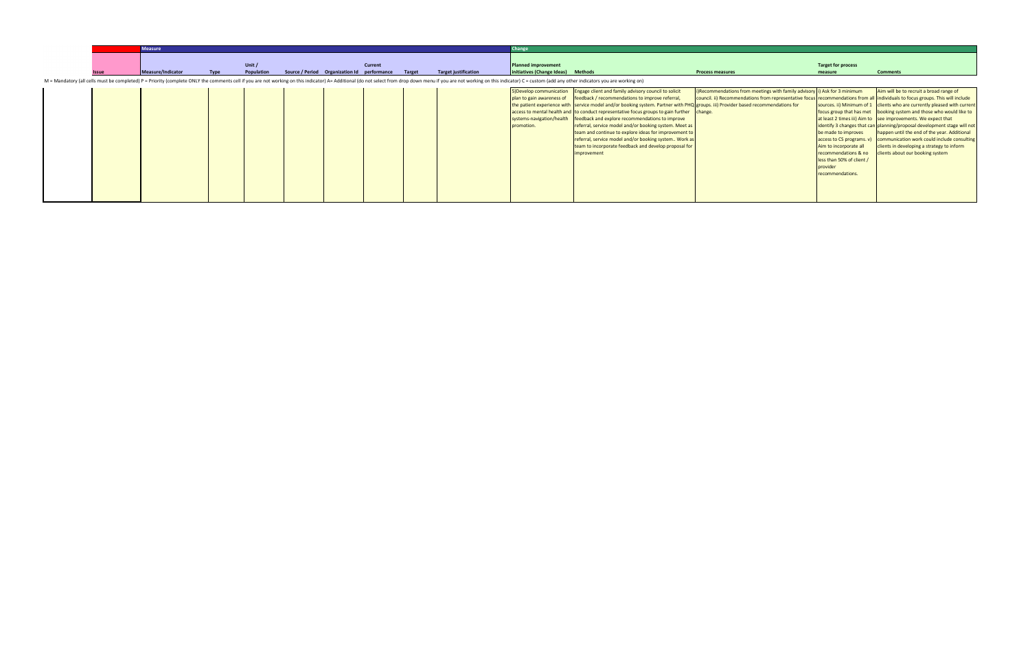| | Measure | | | | | | | | Change | | | | |
|---|---|---|---|---|---|---|---|---|---|---|---|---|---|
| Issue | Measure/Indicator | Type | Unit / Population | Source / Period | Organization Id | Current performance | Target | Target justification | Planned improvement initiatives (Change Ideas) | Methods | Process measures | Target for process measure | Comments |

M = Mandatory (all cells must be completed) P = Priority (complete ONLY the comments cell if you are not working on this indicator) A= Additional (do not select from drop down menu if you are not working on this indicator) C = custom (add any other indicators you are working on)

| | | | | | | | | | | | | | |
|---|---|---|---|---|---|---|---|---|---|---|---|---|---|
| | | | | | | | | | 5)Develop communication plan to gain awareness of the patient experience with access to mental health and systems-navigation/health promotion. | Engage client and family advisory council to solicit feedback / recommendations to improve referral, service model and/or booking system. Partner with PHQ to conduct representative focus groups to gain further feedback and explore recommendations to improve referral, service model and/or booking system. Meet as team and continue to explore ideas for improvement to referral, service model and/or booking system.. Work as team to incorporate feedback and develop proposal for improvement | i)Recommendations from meetings with family advisory council. ii) Recommendations from representative focus groups. iii) Provider based recommendations for change. | i) Ask for 3 minimum recommendations from all sources. ii) Minimum of 1 focus group that has met at least 2 times iii) Aim to identify 3 changes that can be made to improves access to CS programs. v) Aim to incorporate all recommendations & no less than 50% of client / provider recommendations. | Aim will be to recruit a broad range of individuals to focus groups. This will include clients who are currently pleased with current booking system and those who would like to see improvements. We expect that planning/proposal development stage will not happen until the end of the year. Additional communication work could include consulting clients in developing a strategy to inform clients about our booking system |